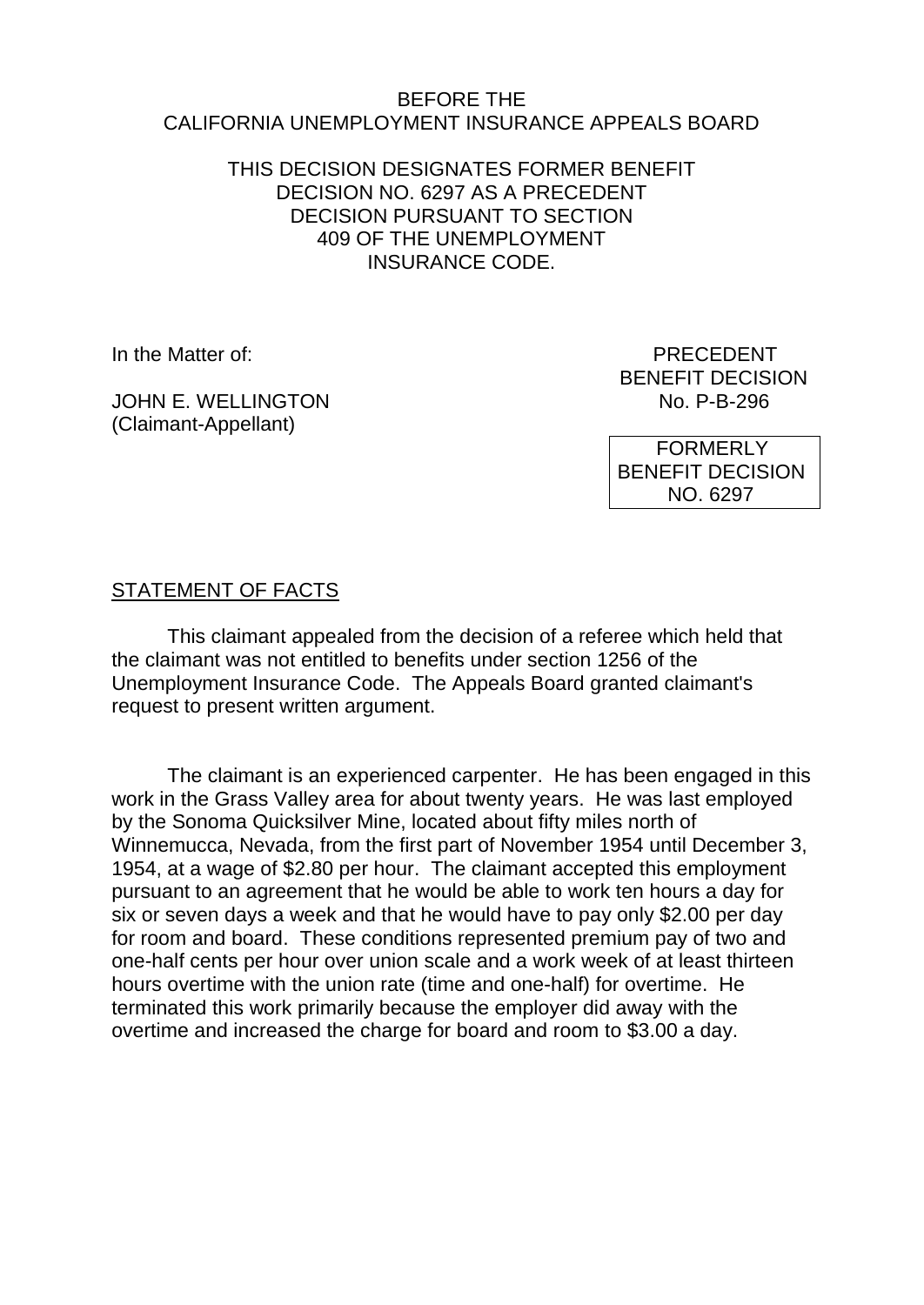BEFORE THE
CALIFORNIA UNEMPLOYMENT INSURANCE APPEALS BOARD

THIS DECISION DESIGNATES FORMER BENEFIT DECISION NO. 6297 AS A PRECEDENT DECISION PURSUANT TO SECTION 409 OF THE UNEMPLOYMENT INSURANCE CODE.

In the Matter of:

JOHN E. WELLINGTON
(Claimant-Appellant)

PRECEDENT
BENEFIT DECISION
No. P-B-296

FORMERLY
BENEFIT DECISION
NO. 6297

STATEMENT OF FACTS

This claimant appealed from the decision of a referee which held that the claimant was not entitled to benefits under section 1256 of the Unemployment Insurance Code. The Appeals Board granted claimant's request to present written argument.

The claimant is an experienced carpenter. He has been engaged in this work in the Grass Valley area for about twenty years. He was last employed by the Sonoma Quicksilver Mine, located about fifty miles north of Winnemucca, Nevada, from the first part of November 1954 until December 3, 1954, at a wage of $2.80 per hour. The claimant accepted this employment pursuant to an agreement that he would be able to work ten hours a day for six or seven days a week and that he would have to pay only $2.00 per day for room and board. These conditions represented premium pay of two and one-half cents per hour over union scale and a work week of at least thirteen hours overtime with the union rate (time and one-half) for overtime. He terminated this work primarily because the employer did away with the overtime and increased the charge for board and room to $3.00 a day.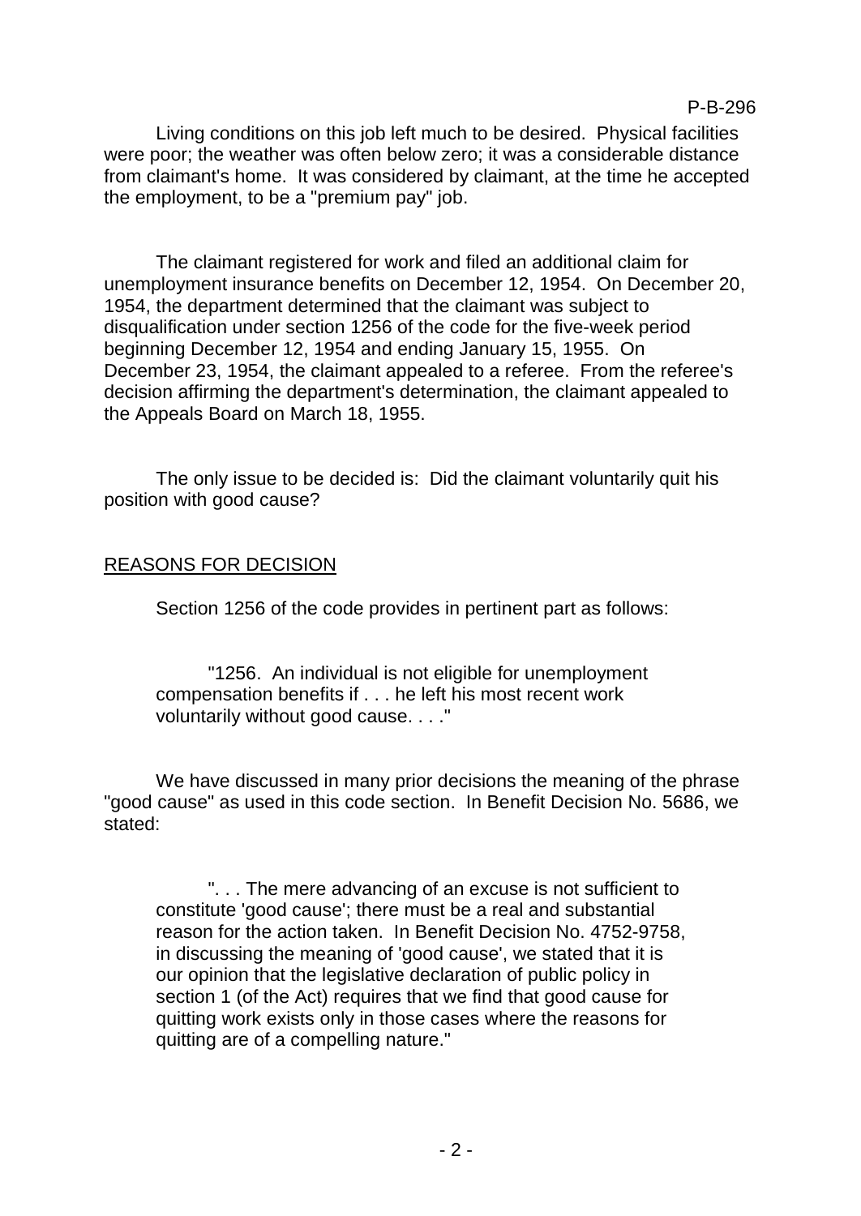Living conditions on this job left much to be desired. Physical facilities were poor; the weather was often below zero; it was a considerable distance from claimant's home. It was considered by claimant, at the time he accepted the employment, to be a "premium pay" job.

The claimant registered for work and filed an additional claim for unemployment insurance benefits on December 12, 1954. On December 20, 1954, the department determined that the claimant was subject to disqualification under section 1256 of the code for the five-week period beginning December 12, 1954 and ending January 15, 1955. On December 23, 1954, the claimant appealed to a referee. From the referee's decision affirming the department's determination, the claimant appealed to the Appeals Board on March 18, 1955.

The only issue to be decided is: Did the claimant voluntarily quit his position with good cause?

## REASONS FOR DECISION

Section 1256 of the code provides in pertinent part as follows:

> "1256. An individual is not eligible for unemployment compensation benefits if . . . he left his most recent work voluntarily without good cause. . . ."

We have discussed in many prior decisions the meaning of the phrase "good cause" as used in this code section. In Benefit Decision No. 5686, we stated:

> ". . . The mere advancing of an excuse is not sufficient to constitute 'good cause'; there must be a real and substantial reason for the action taken. In Benefit Decision No. 4752-9758, in discussing the meaning of 'good cause', we stated that it is our opinion that the legislative declaration of public policy in section 1 (of the Act) requires that we find that good cause for quitting work exists only in those cases where the reasons for quitting are of a compelling nature."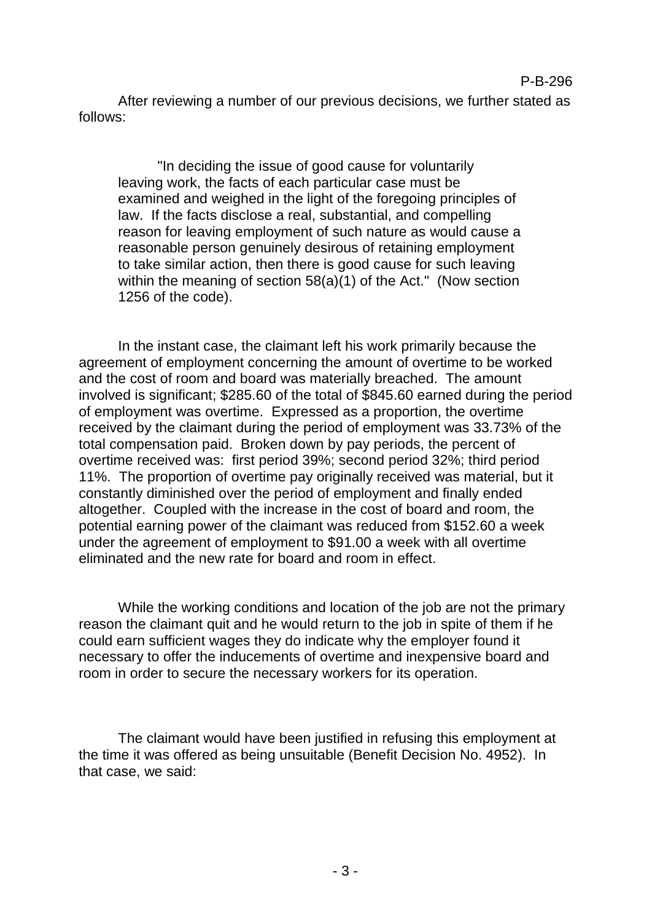After reviewing a number of our previous decisions, we further stated as follows:

> "In deciding the issue of good cause for voluntarily leaving work, the facts of each particular case must be examined and weighed in the light of the foregoing principles of law. If the facts disclose a real, substantial, and compelling reason for leaving employment of such nature as would cause a reasonable person genuinely desirous of retaining employment to take similar action, then there is good cause for such leaving within the meaning of section 58(a)(1) of the Act." (Now section 1256 of the code).

In the instant case, the claimant left his work primarily because the agreement of employment concerning the amount of overtime to be worked and the cost of room and board was materially breached. The amount involved is significant; $285.60 of the total of $845.60 earned during the period of employment was overtime. Expressed as a proportion, the overtime received by the claimant during the period of employment was 33.73% of the total compensation paid. Broken down by pay periods, the percent of overtime received was: first period 39%; second period 32%; third period 11%. The proportion of overtime pay originally received was material, but it constantly diminished over the period of employment and finally ended altogether. Coupled with the increase in the cost of board and room, the potential earning power of the claimant was reduced from $152.60 a week under the agreement of employment to $91.00 a week with all overtime eliminated and the new rate for board and room in effect.

While the working conditions and location of the job are not the primary reason the claimant quit and he would return to the job in spite of them if he could earn sufficient wages they do indicate why the employer found it necessary to offer the inducements of overtime and inexpensive board and room in order to secure the necessary workers for its operation.

The claimant would have been justified in refusing this employment at the time it was offered as being unsuitable (Benefit Decision No. 4952). In that case, we said: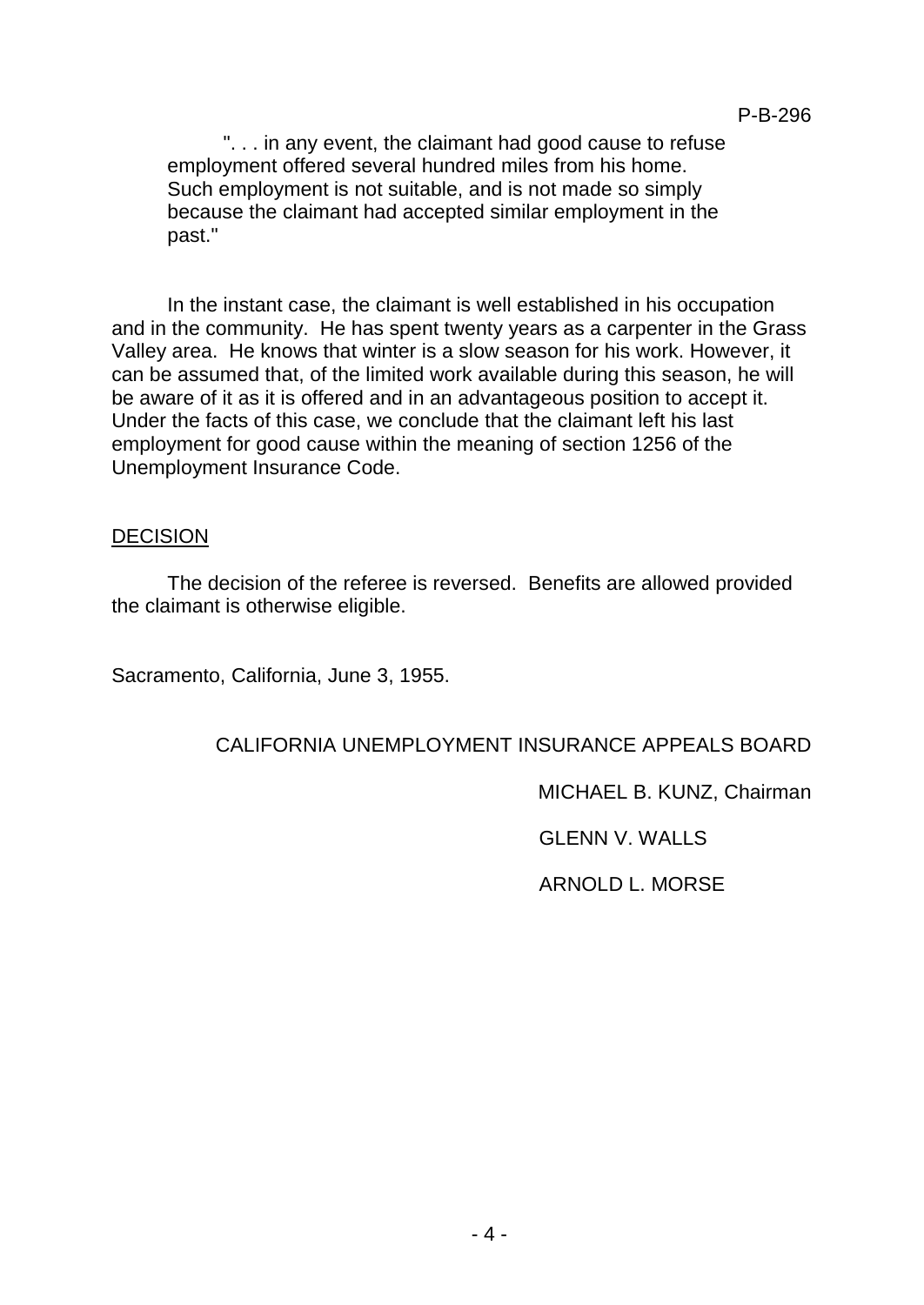> ". . . in any event, the claimant had good cause to refuse employment offered several hundred miles from his home. Such employment is not suitable, and is not made so simply because the claimant had accepted similar employment in the past."

In the instant case, the claimant is well established in his occupation and in the community. He has spent twenty years as a carpenter in the Grass Valley area. He knows that winter is a slow season for his work. However, it can be assumed that, of the limited work available during this season, he will be aware of it as it is offered and in an advantageous position to accept it. Under the facts of this case, we conclude that the claimant left his last employment for good cause within the meaning of section 1256 of the Unemployment Insurance Code.

## DECISION

The decision of the referee is reversed. Benefits are allowed provided the claimant is otherwise eligible.

Sacramento, California, June 3, 1955.

CALIFORNIA UNEMPLOYMENT INSURANCE APPEALS BOARD

MICHAEL B. KUNZ, Chairman

GLENN V. WALLS

ARNOLD L. MORSE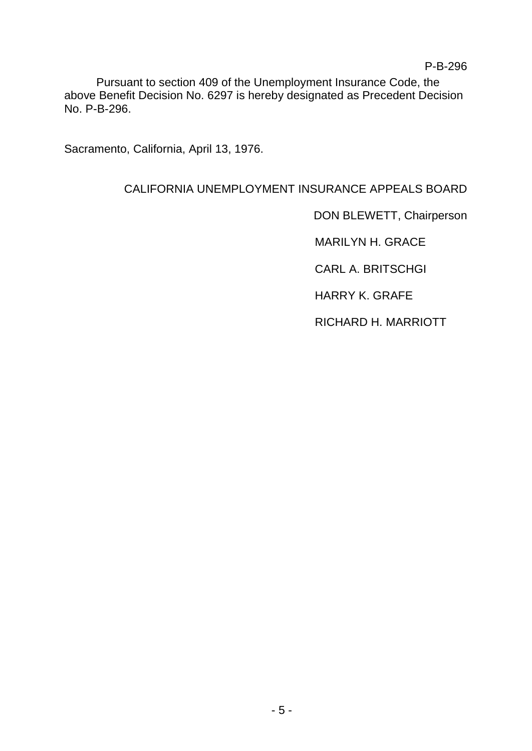P-B-296

Pursuant to section 409 of the Unemployment Insurance Code, the above Benefit Decision No. 6297 is hereby designated as Precedent Decision No. P-B-296.

Sacramento, California, April 13, 1976.

CALIFORNIA UNEMPLOYMENT INSURANCE APPEALS BOARD

DON BLEWETT, Chairperson

MARILYN H. GRACE

CARL A. BRITSCHGI

HARRY K. GRAFE

RICHARD H. MARRIOTT